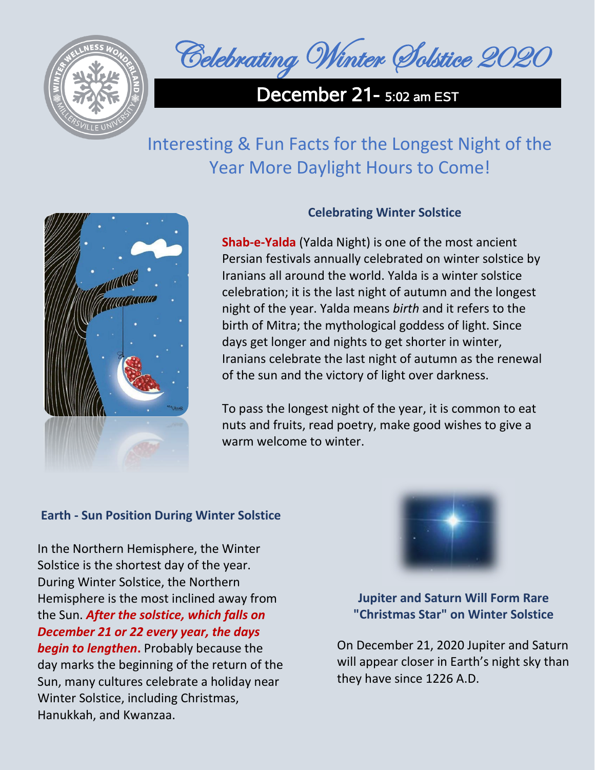# Celebrating Winter Solstice 2020

## December 21- 5:02 am EST

## Interesting & Fun Facts for the Longest Night of the Year More Daylight Hours to Come!

### Celebrating Winter Solstice

**Shab-e-Yalda** (Yalda Night) is one of the most ancient Persian festivals annually celebrated on winter solstice by Iranians all around the world. Yalda is a winter solstice celebration; it is the last night of autumn and the longest night of the year. Yalda means *birth* and it refers to the birth of Mitra; the mythological goddess of light. Since days get longer and nights to get shorter in winter, Iranians celebrate the last night of autumn as the renewal of the sun and the victory of light over darkness.

To pass the longest night of the year, it is common to eat nuts and fruits, read poetry, make good wishes to give a warm welcome to winter.

### Earth - Sun Position During Winter Solstice

In the Northern Hemisphere, the Winter Solstice is the shortest day of the year. During Winter Solstice, the Northern Hemisphere is the most inclined away from the Sun. ***After the solstice, which falls on December 21 or 22 every year, the days begin to lengthen*.** Probably because the day marks the beginning of the return of the Sun, many cultures celebrate a holiday near Winter Solstice, including Christmas, Hanukkah, and Kwanzaa.

### Jupiter and Saturn Will Form Rare "Christmas Star" on Winter Solstice

On December 21, 2020 Jupiter and Saturn will appear closer in Earth's night sky than they have since 1226 A.D.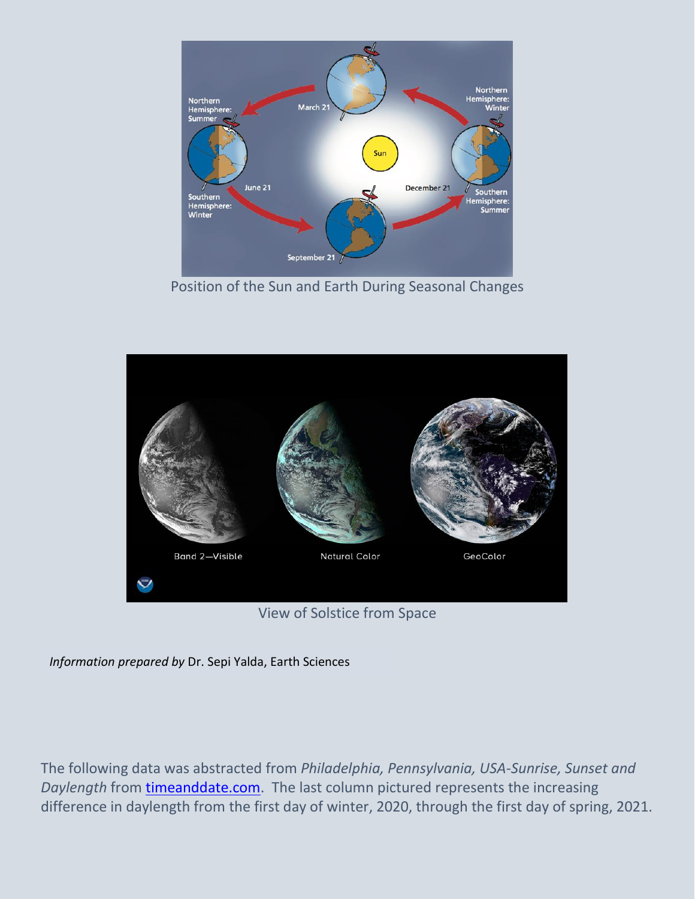Position of the Sun and Earth During Seasonal Changes

View of Solstice from Space

*Information prepared by* Dr. Sepi Yalda, Earth Sciences

The following data was abstracted from *Philadelphia, Pennsylvania, USA-Sunrise, Sunset and Daylength* from [timeanddate.com](timeanddate.com). The last column pictured represents the increasing difference in daylength from the first day of winter, 2020, through the first day of spring, 2021.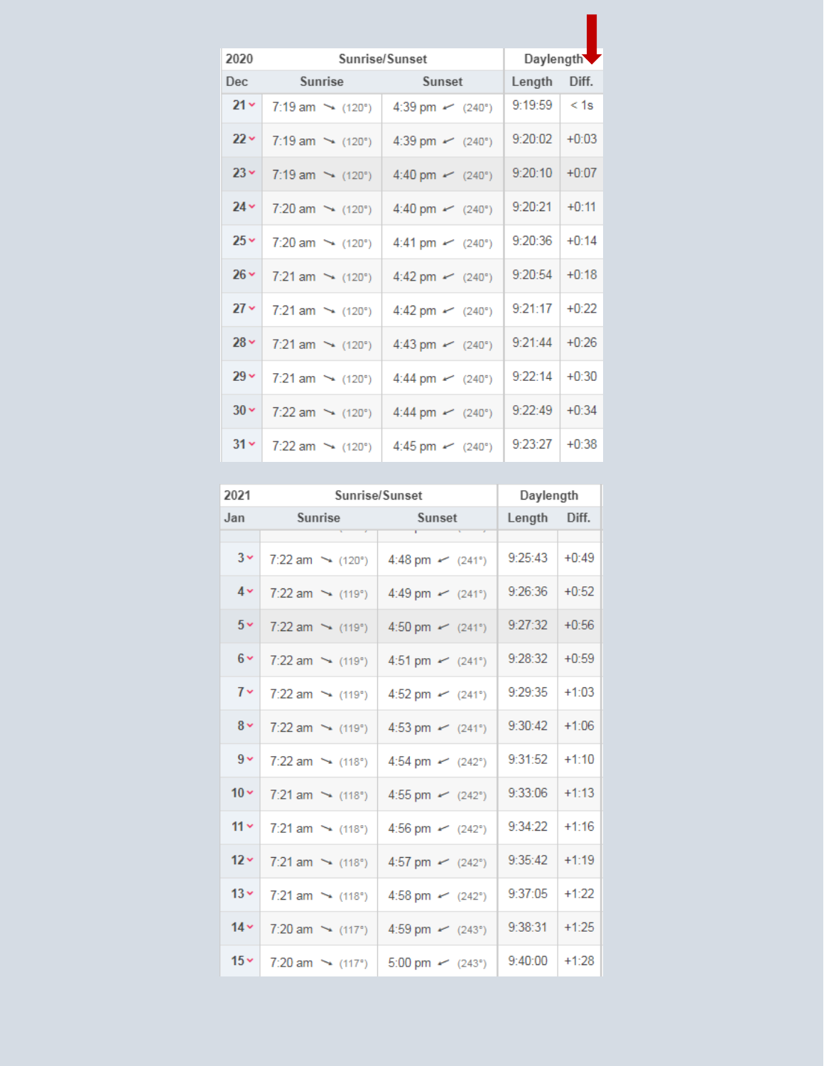| 2020 | Sunrise/Sunset | | Daylength | |
|---|---|---|---|---|
| Dec | Sunrise | Sunset | Length | Diff. |
| 21 | 7:19 am (120°) | 4:39 pm (240°) | 9:19:59 | < 1s |
| 22 | 7:19 am (120°) | 4:39 pm (240°) | 9:20:02 | +0:03 |
| 23 | 7:19 am (120°) | 4:40 pm (240°) | 9:20:10 | +0:07 |
| 24 | 7:20 am (120°) | 4:40 pm (240°) | 9:20:21 | +0:11 |
| 25 | 7:20 am (120°) | 4:41 pm (240°) | 9:20:36 | +0:14 |
| 26 | 7:21 am (120°) | 4:42 pm (240°) | 9:20:54 | +0:18 |
| 27 | 7:21 am (120°) | 4:42 pm (240°) | 9:21:17 | +0:22 |
| 28 | 7:21 am (120°) | 4:43 pm (240°) | 9:21:44 | +0:26 |
| 29 | 7:21 am (120°) | 4:44 pm (240°) | 9:22:14 | +0:30 |
| 30 | 7:22 am (120°) | 4:44 pm (240°) | 9:22:49 | +0:34 |
| 31 | 7:22 am (120°) | 4:45 pm (240°) | 9:23:27 | +0:38 |

| 2021 | Sunrise/Sunset | | Daylength | |
|---|---|---|---|---|
| Jan | Sunrise | Sunset | Length | Diff. |
| 3 | 7:22 am (120°) | 4:48 pm (241°) | 9:25:43 | +0:49 |
| 4 | 7:22 am (119°) | 4:49 pm (241°) | 9:26:36 | +0:52 |
| 5 | 7:22 am (119°) | 4:50 pm (241°) | 9:27:32 | +0:56 |
| 6 | 7:22 am (119°) | 4:51 pm (241°) | 9:28:32 | +0:59 |
| 7 | 7:22 am (119°) | 4:52 pm (241°) | 9:29:35 | +1:03 |
| 8 | 7:22 am (119°) | 4:53 pm (241°) | 9:30:42 | +1:06 |
| 9 | 7:22 am (118°) | 4:54 pm (242°) | 9:31:52 | +1:10 |
| 10 | 7:21 am (118°) | 4:55 pm (242°) | 9:33:06 | +1:13 |
| 11 | 7:21 am (118°) | 4:56 pm (242°) | 9:34:22 | +1:16 |
| 12 | 7:21 am (118°) | 4:57 pm (242°) | 9:35:42 | +1:19 |
| 13 | 7:21 am (118°) | 4:58 pm (242°) | 9:37:05 | +1:22 |
| 14 | 7:20 am (117°) | 4:59 pm (243°) | 9:38:31 | +1:25 |
| 15 | 7:20 am (117°) | 5:00 pm (243°) | 9:40:00 | +1:28 |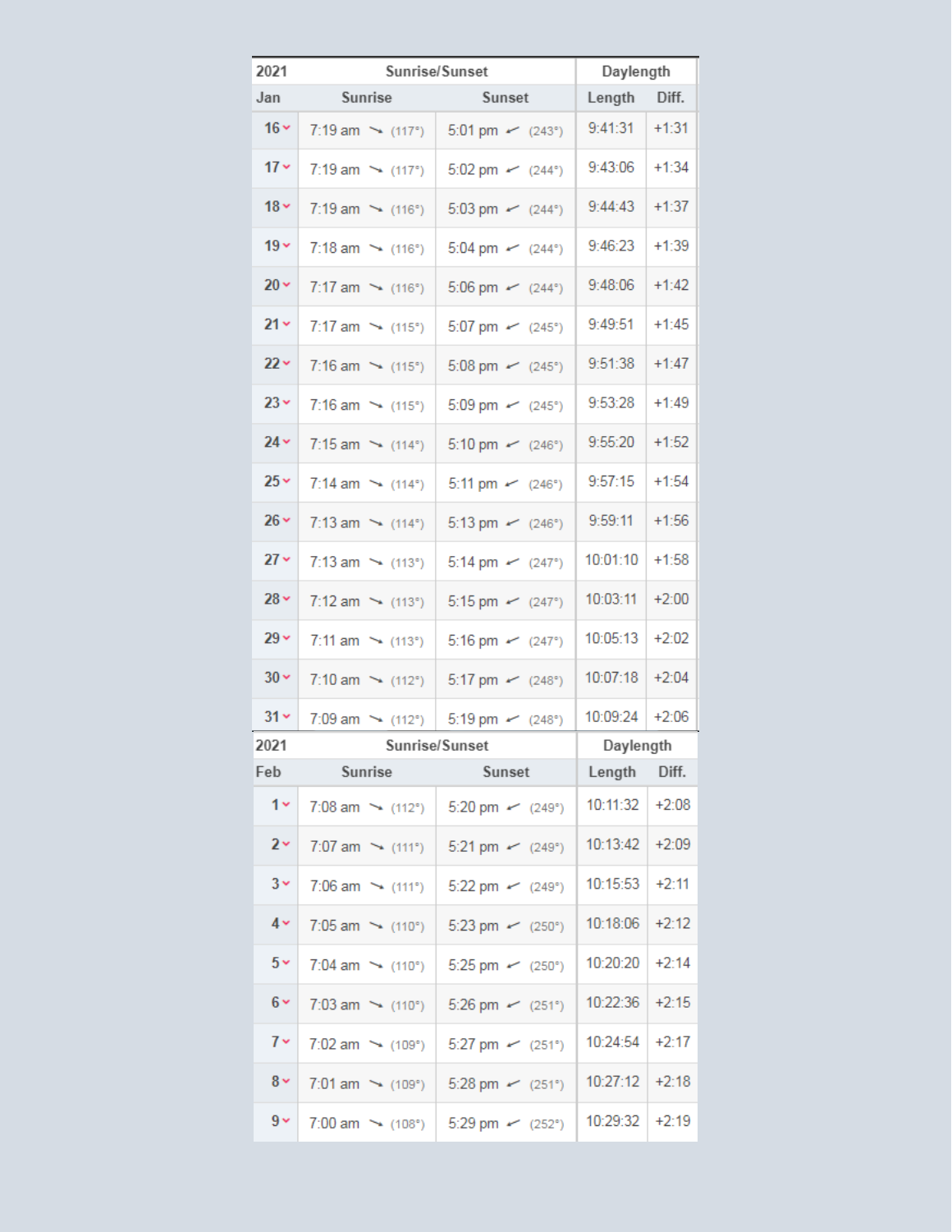| 2021 | Sunrise/Sunset | | Daylength | |
|---|---|---|---|---|
| Jan | Sunrise | Sunset | Length | Diff. |
| 16 | 7:19 am (117°) | 5:01 pm (243°) | 9:41:31 | +1:31 |
| 17 | 7:19 am (117°) | 5:02 pm (244°) | 9:43:06 | +1:34 |
| 18 | 7:19 am (116°) | 5:03 pm (244°) | 9:44:43 | +1:37 |
| 19 | 7:18 am (116°) | 5:04 pm (244°) | 9:46:23 | +1:39 |
| 20 | 7:17 am (116°) | 5:06 pm (244°) | 9:48:06 | +1:42 |
| 21 | 7:17 am (115°) | 5:07 pm (245°) | 9:49:51 | +1:45 |
| 22 | 7:16 am (115°) | 5:08 pm (245°) | 9:51:38 | +1:47 |
| 23 | 7:16 am (115°) | 5:09 pm (245°) | 9:53:28 | +1:49 |
| 24 | 7:15 am (114°) | 5:10 pm (246°) | 9:55:20 | +1:52 |
| 25 | 7:14 am (114°) | 5:11 pm (246°) | 9:57:15 | +1:54 |
| 26 | 7:13 am (114°) | 5:13 pm (246°) | 9:59:11 | +1:56 |
| 27 | 7:13 am (113°) | 5:14 pm (247°) | 10:01:10 | +1:58 |
| 28 | 7:12 am (113°) | 5:15 pm (247°) | 10:03:11 | +2:00 |
| 29 | 7:11 am (113°) | 5:16 pm (247°) | 10:05:13 | +2:02 |
| 30 | 7:10 am (112°) | 5:17 pm (248°) | 10:07:18 | +2:04 |
| 31 | 7:09 am (112°) | 5:19 pm (248°) | 10:09:24 | +2:06 |

| 2021 | Sunrise/Sunset | | Daylength | |
|---|---|---|---|---|
| Feb | Sunrise | Sunset | Length | Diff. |
| 1 | 7:08 am (112°) | 5:20 pm (249°) | 10:11:32 | +2:08 |
| 2 | 7:07 am (111°) | 5:21 pm (249°) | 10:13:42 | +2:09 |
| 3 | 7:06 am (111°) | 5:22 pm (249°) | 10:15:53 | +2:11 |
| 4 | 7:05 am (110°) | 5:23 pm (250°) | 10:18:06 | +2:12 |
| 5 | 7:04 am (110°) | 5:25 pm (250°) | 10:20:20 | +2:14 |
| 6 | 7:03 am (110°) | 5:26 pm (251°) | 10:22:36 | +2:15 |
| 7 | 7:02 am (109°) | 5:27 pm (251°) | 10:24:54 | +2:17 |
| 8 | 7:01 am (109°) | 5:28 pm (251°) | 10:27:12 | +2:18 |
| 9 | 7:00 am (108°) | 5:29 pm (252°) | 10:29:32 | +2:19 |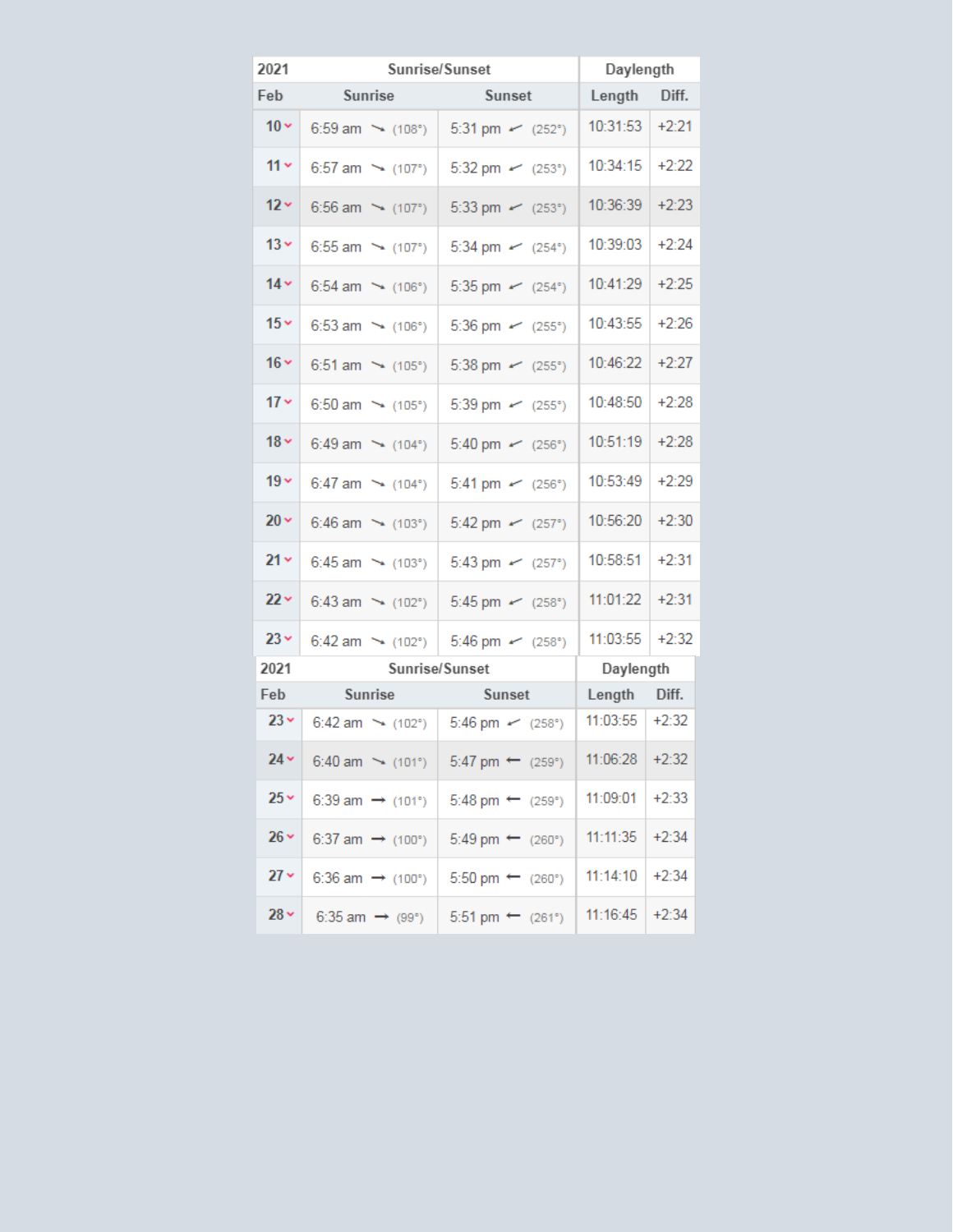| 2021 | Sunrise/Sunset | | Daylength | |
|---|---|---|---|---|
| Feb | Sunrise | Sunset | Length | Diff. |
| 10 | 6:59 am (108°) | 5:31 pm (252°) | 10:31:53 | +2:21 |
| 11 | 6:57 am (107°) | 5:32 pm (253°) | 10:34:15 | +2:22 |
| 12 | 6:56 am (107°) | 5:33 pm (253°) | 10:36:39 | +2:23 |
| 13 | 6:55 am (107°) | 5:34 pm (254°) | 10:39:03 | +2:24 |
| 14 | 6:54 am (106°) | 5:35 pm (254°) | 10:41:29 | +2:25 |
| 15 | 6:53 am (106°) | 5:36 pm (255°) | 10:43:55 | +2:26 |
| 16 | 6:51 am (105°) | 5:38 pm (255°) | 10:46:22 | +2:27 |
| 17 | 6:50 am (105°) | 5:39 pm (255°) | 10:48:50 | +2:28 |
| 18 | 6:49 am (104°) | 5:40 pm (256°) | 10:51:19 | +2:28 |
| 19 | 6:47 am (104°) | 5:41 pm (256°) | 10:53:49 | +2:29 |
| 20 | 6:46 am (103°) | 5:42 pm (257°) | 10:56:20 | +2:30 |
| 21 | 6:45 am (103°) | 5:43 pm (257°) | 10:58:51 | +2:31 |
| 22 | 6:43 am (102°) | 5:45 pm (258°) | 11:01:22 | +2:31 |
| 23 | 6:42 am (102°) | 5:46 pm (258°) | 11:03:55 | +2:32 |
| 24 | 6:40 am (101°) | 5:47 pm (259°) | 11:06:28 | +2:32 |
| 25 | 6:39 am (101°) | 5:48 pm (259°) | 11:09:01 | +2:33 |
| 26 | 6:37 am (100°) | 5:49 pm (260°) | 11:11:35 | +2:34 |
| 27 | 6:36 am (100°) | 5:50 pm (260°) | 11:14:10 | +2:34 |
| 28 | 6:35 am (99°) | 5:51 pm (261°) | 11:16:45 | +2:34 |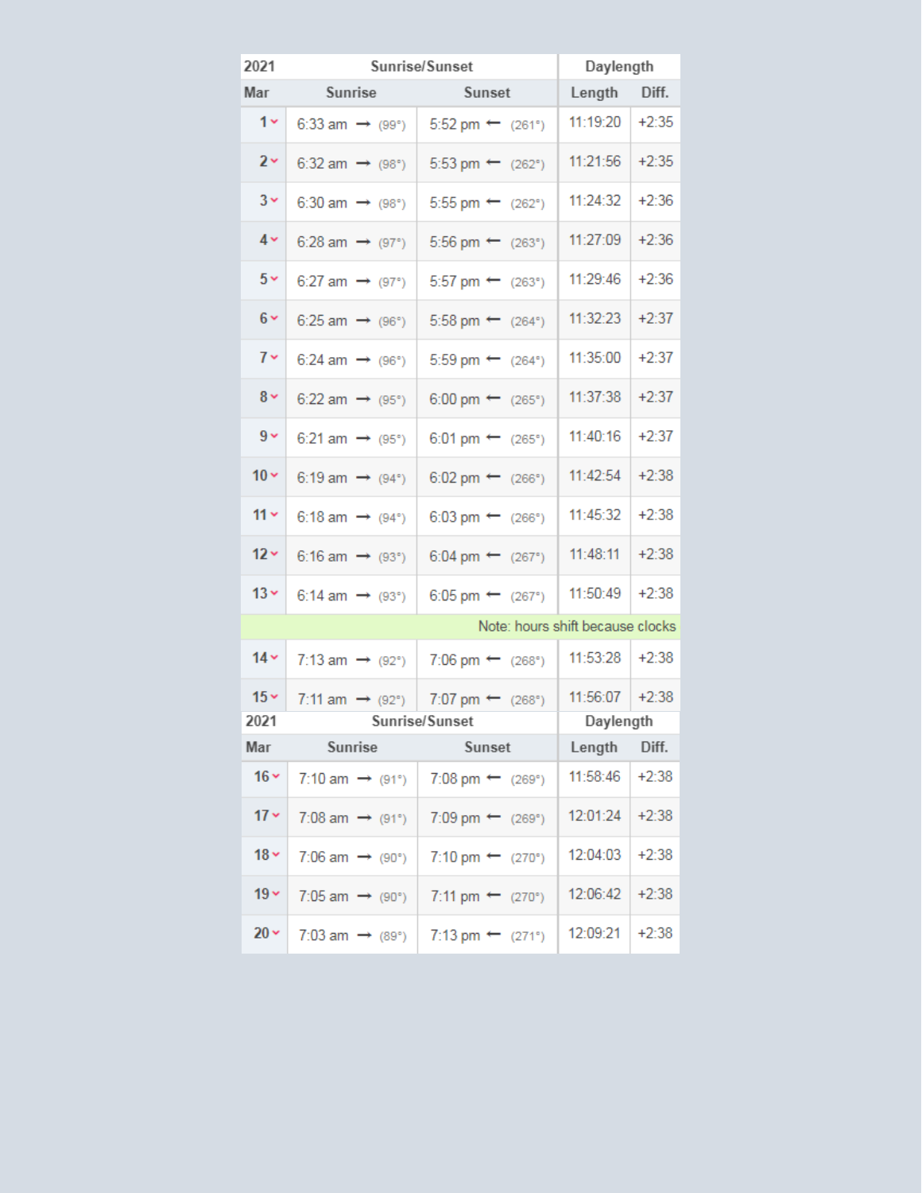| 2021 | Sunrise/Sunset | | Daylength | |
|---|---|---|---|---|
| Mar | Sunrise | Sunset | Length | Diff. |
| 1 | 6:33 am → (99°) | 5:52 pm ← (261°) | 11:19:20 | +2:35 |
| 2 | 6:32 am → (98°) | 5:53 pm ← (262°) | 11:21:56 | +2:35 |
| 3 | 6:30 am → (98°) | 5:55 pm ← (262°) | 11:24:32 | +2:36 |
| 4 | 6:28 am → (97°) | 5:56 pm ← (263°) | 11:27:09 | +2:36 |
| 5 | 6:27 am → (97°) | 5:57 pm ← (263°) | 11:29:46 | +2:36 |
| 6 | 6:25 am → (96°) | 5:58 pm ← (264°) | 11:32:23 | +2:37 |
| 7 | 6:24 am → (96°) | 5:59 pm ← (264°) | 11:35:00 | +2:37 |
| 8 | 6:22 am → (95°) | 6:00 pm ← (265°) | 11:37:38 | +2:37 |
| 9 | 6:21 am → (95°) | 6:01 pm ← (265°) | 11:40:16 | +2:37 |
| 10 | 6:19 am → (94°) | 6:02 pm ← (266°) | 11:42:54 | +2:38 |
| 11 | 6:18 am → (94°) | 6:03 pm ← (266°) | 11:45:32 | +2:38 |
| 12 | 6:16 am → (93°) | 6:04 pm ← (267°) | 11:48:11 | +2:38 |
| 13 | 6:14 am → (93°) | 6:05 pm ← (267°) | 11:50:49 | +2:38 |
| Note: hours shift because clocks | | | | |
| 14 | 7:13 am → (92°) | 7:06 pm ← (268°) | 11:53:28 | +2:38 |
| 15 | 7:11 am → (92°) | 7:07 pm ← (268°) | 11:56:07 | +2:38 |
| 16 | 7:10 am → (91°) | 7:08 pm ← (269°) | 11:58:46 | +2:38 |
| 17 | 7:08 am → (91°) | 7:09 pm ← (269°) | 12:01:24 | +2:38 |
| 18 | 7:06 am → (90°) | 7:10 pm ← (270°) | 12:04:03 | +2:38 |
| 19 | 7:05 am → (90°) | 7:11 pm ← (270°) | 12:06:42 | +2:38 |
| 20 | 7:03 am → (89°) | 7:13 pm ← (271°) | 12:09:21 | +2:38 |